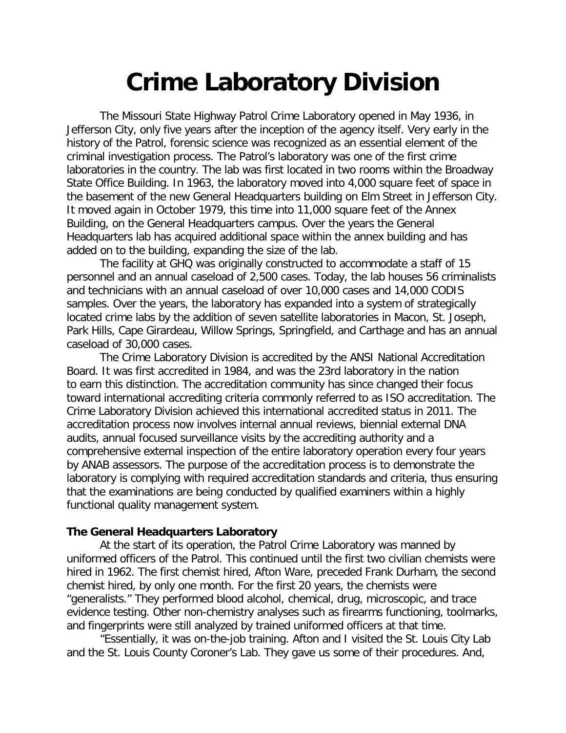# Crime Laboratory Division

The Missouri State Highway Patrol Crime Laboratory opened in May 1936, in Jefferson City, only five years after the inception of the agency itself. Very early in the history of the Patrol, forensic science was recognized as an essential element of the criminal investigation process. The Patrol's laboratory was one of the first crime laboratories in the country. The lab was first located in two rooms within the Broadway State Office Building. In 1963, the laboratory moved into 4,000 square feet of space in the basement of the new General Headquarters building on Elm Street in Jefferson City. It moved again in October 1979, this time into 11,000 square feet of the Annex Building, on the General Headquarters campus. Over the years the General Headquarters lab has acquired additional space within the annex building and has added on to the building, expanding the size of the lab.

The facility at GHQ was originally constructed to accommodate a staff of 15 personnel and an annual caseload of 2,500 cases. Today, the lab houses 56 criminalists and technicians with an annual caseload of over 10,000 cases and 14,000 CODIS samples. Over the years, the laboratory has expanded into a system of strategically located crime labs by the addition of seven satellite laboratories in Macon, St. Joseph, Park Hills, Cape Girardeau, Willow Springs, Springfield, and Carthage and has an annual caseload of 30,000 cases.

The Crime Laboratory Division is accredited by the ANSI National Accreditation Board. It was first accredited in 1984, and was the 23rd laboratory in the nation to earn this distinction. The accreditation community has since changed their focus toward international accrediting criteria commonly referred to as ISO accreditation. The Crime Laboratory Division achieved this international accredited status in 2011. The accreditation process now involves internal annual reviews, biennial external DNA audits, annual focused surveillance visits by the accrediting authority and a comprehensive external inspection of the entire laboratory operation every four years by ANAB assessors. The purpose of the accreditation process is to demonstrate the laboratory is complying with required accreditation standards and criteria, thus ensuring that the examinations are being conducted by qualified examiners within a highly functional quality management system.

**The General Headquarters Laboratory**

At the start of its operation, the Patrol Crime Laboratory was manned by uniformed officers of the Patrol. This continued until the first two civilian chemists were hired in 1962. The first chemist hired, Afton Ware, preceded Frank Durham, the second chemist hired, by only one month. For the first 20 years, the chemists were "generalists." They performed blood alcohol, chemical, drug, microscopic, and trace evidence testing. Other non-chemistry analyses such as firearms functioning, toolmarks, and fingerprints were still analyzed by trained uniformed officers at that time.

"Essentially, it was on-the-job training. Afton and I visited the St. Louis City Lab and the St. Louis County Coroner's Lab. They gave us some of their procedures. And,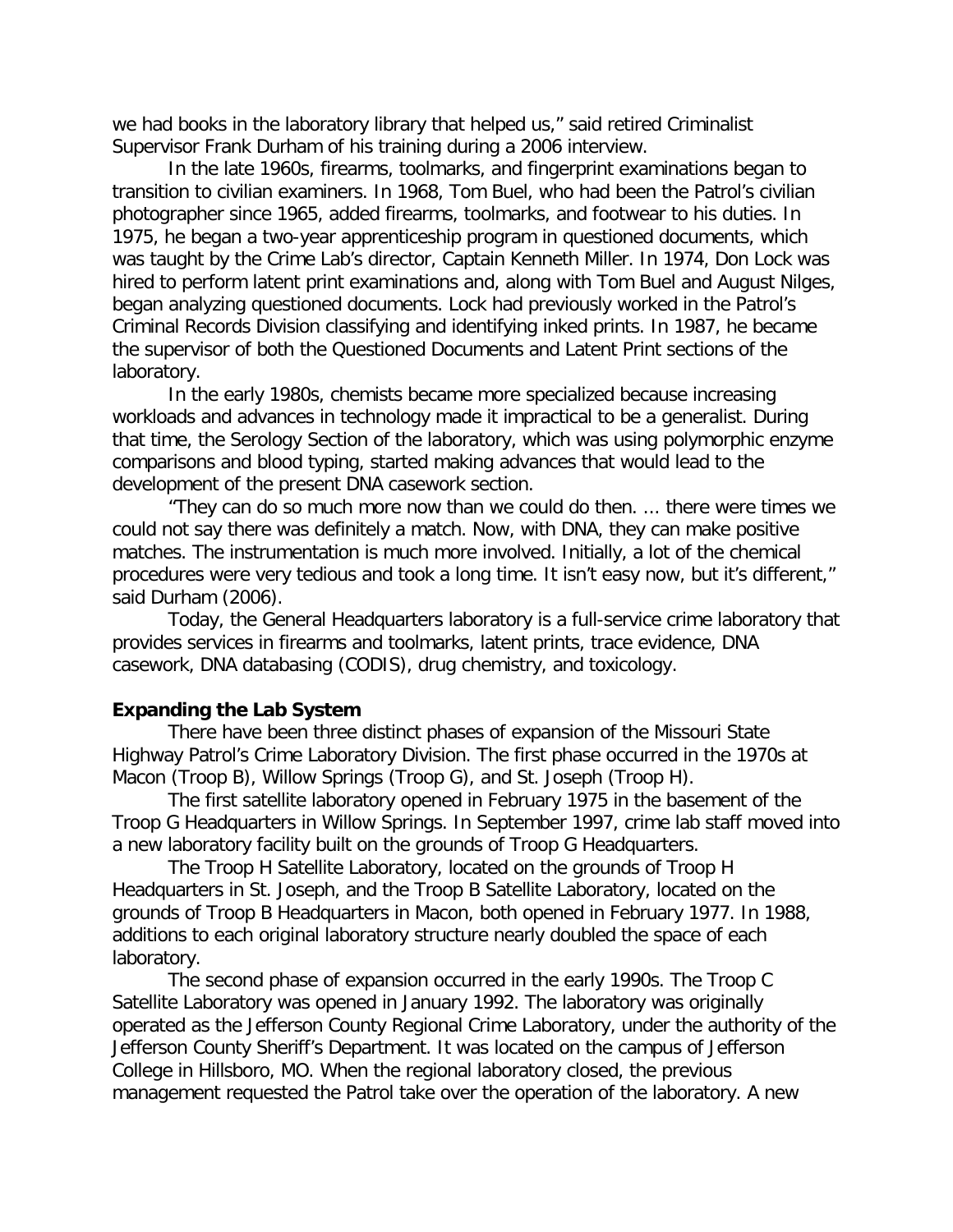we had books in the laboratory library that helped us," said retired Criminalist Supervisor Frank Durham of his training during a 2006 interview.

In the late 1960s, firearms, toolmarks, and fingerprint examinations began to transition to civilian examiners. In 1968, Tom Buel, who had been the Patrol's civilian photographer since 1965, added firearms, toolmarks, and footwear to his duties. In 1975, he began a two-year apprenticeship program in questioned documents, which was taught by the Crime Lab's director, Captain Kenneth Miller. In 1974, Don Lock was hired to perform latent print examinations and, along with Tom Buel and August Nilges, began analyzing questioned documents. Lock had previously worked in the Patrol's Criminal Records Division classifying and identifying inked prints. In 1987, he became the supervisor of both the Questioned Documents and Latent Print sections of the laboratory.

In the early 1980s, chemists became more specialized because increasing workloads and advances in technology made it impractical to be a generalist. During that time, the Serology Section of the laboratory, which was using polymorphic enzyme comparisons and blood typing, started making advances that would lead to the development of the present DNA casework section.

"They can do so much more now than we could do then. ... there were times we could not say there was definitely a match. Now, with DNA, they can make positive matches. The instrumentation is much more involved. Initially, a lot of the chemical procedures were very tedious and took a long time. It isn't easy now, but it's different," said Durham (2006).

Today, the General Headquarters laboratory is a full-service crime laboratory that provides services in firearms and toolmarks, latent prints, trace evidence, DNA casework, DNA databasing (CODIS), drug chemistry, and toxicology.

**Expanding the Lab System**

There have been three distinct phases of expansion of the Missouri State Highway Patrol's Crime Laboratory Division. The first phase occurred in the 1970s at Macon (Troop B), Willow Springs (Troop G), and St. Joseph (Troop H).

The first satellite laboratory opened in February 1975 in the basement of the Troop G Headquarters in Willow Springs. In September 1997, crime lab staff moved into a new laboratory facility built on the grounds of Troop G Headquarters.

The Troop H Satellite Laboratory, located on the grounds of Troop H Headquarters in St. Joseph, and the Troop B Satellite Laboratory, located on the grounds of Troop B Headquarters in Macon, both opened in February 1977. In 1988, additions to each original laboratory structure nearly doubled the space of each laboratory.

The second phase of expansion occurred in the early 1990s. The Troop C Satellite Laboratory was opened in January 1992. The laboratory was originally operated as the Jefferson County Regional Crime Laboratory, under the authority of the Jefferson County Sheriff's Department. It was located on the campus of Jefferson College in Hillsboro, MO. When the regional laboratory closed, the previous management requested the Patrol take over the operation of the laboratory. A new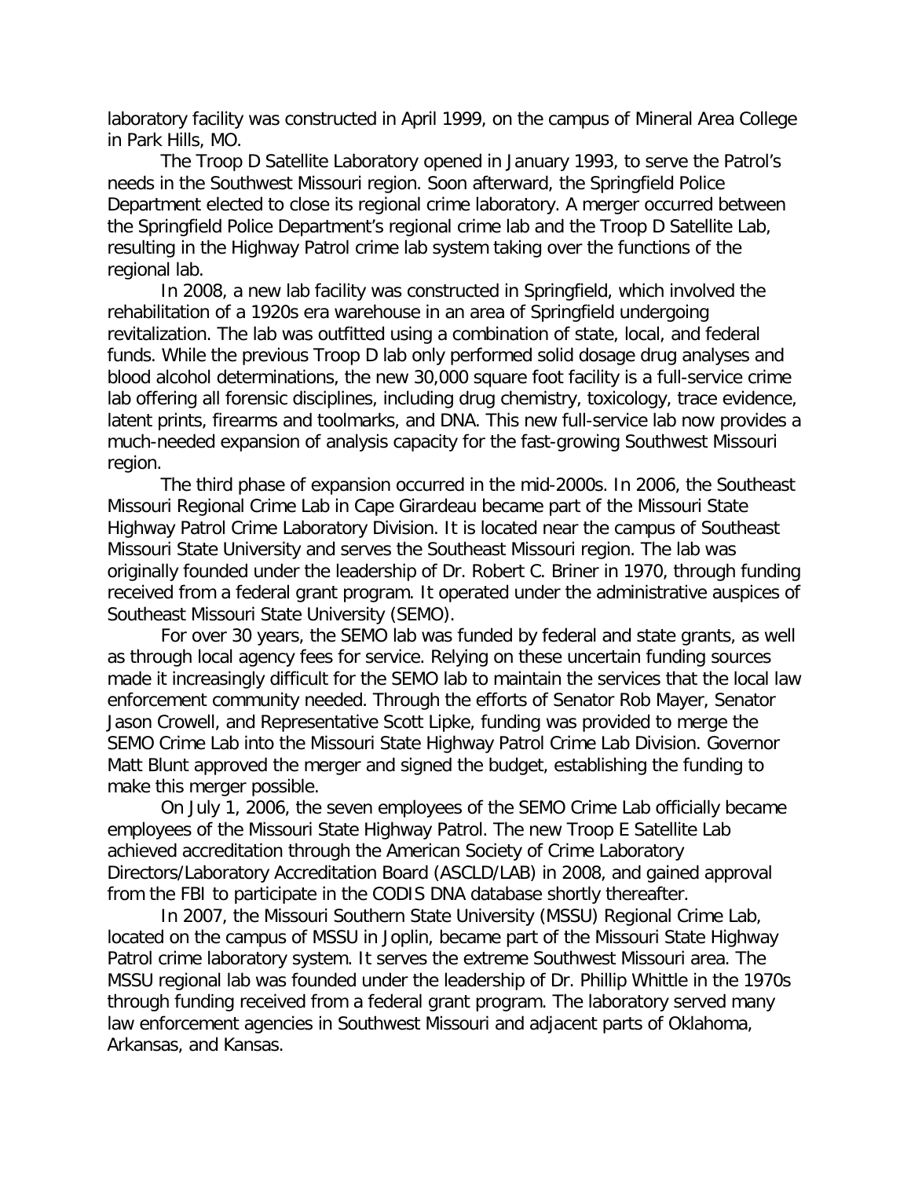laboratory facility was constructed in April 1999, on the campus of Mineral Area College in Park Hills, MO.

The Troop D Satellite Laboratory opened in January 1993, to serve the Patrol's needs in the Southwest Missouri region. Soon afterward, the Springfield Police Department elected to close its regional crime laboratory. A merger occurred between the Springfield Police Department's regional crime lab and the Troop D Satellite Lab, resulting in the Highway Patrol crime lab system taking over the functions of the regional lab.

In 2008, a new lab facility was constructed in Springfield, which involved the rehabilitation of a 1920s era warehouse in an area of Springfield undergoing revitalization. The lab was outfitted using a combination of state, local, and federal funds. While the previous Troop D lab only performed solid dosage drug analyses and blood alcohol determinations, the new 30,000 square foot facility is a full-service crime lab offering all forensic disciplines, including drug chemistry, toxicology, trace evidence, latent prints, firearms and toolmarks, and DNA. This new full-service lab now provides a much-needed expansion of analysis capacity for the fast-growing Southwest Missouri region.

The third phase of expansion occurred in the mid-2000s. In 2006, the Southeast Missouri Regional Crime Lab in Cape Girardeau became part of the Missouri State Highway Patrol Crime Laboratory Division. It is located near the campus of Southeast Missouri State University and serves the Southeast Missouri region. The lab was originally founded under the leadership of Dr. Robert C. Briner in 1970, through funding received from a federal grant program. It operated under the administrative auspices of Southeast Missouri State University (SEMO).

For over 30 years, the SEMO lab was funded by federal and state grants, as well as through local agency fees for service. Relying on these uncertain funding sources made it increasingly difficult for the SEMO lab to maintain the services that the local law enforcement community needed. Through the efforts of Senator Rob Mayer, Senator Jason Crowell, and Representative Scott Lipke, funding was provided to merge the SEMO Crime Lab into the Missouri State Highway Patrol Crime Lab Division. Governor Matt Blunt approved the merger and signed the budget, establishing the funding to make this merger possible.

On July 1, 2006, the seven employees of the SEMO Crime Lab officially became employees of the Missouri State Highway Patrol. The new Troop E Satellite Lab achieved accreditation through the American Society of Crime Laboratory Directors/Laboratory Accreditation Board (ASCLD/LAB) in 2008, and gained approval from the FBI to participate in the CODIS DNA database shortly thereafter.

In 2007, the Missouri Southern State University (MSSU) Regional Crime Lab, located on the campus of MSSU in Joplin, became part of the Missouri State Highway Patrol crime laboratory system. It serves the extreme Southwest Missouri area. The MSSU regional lab was founded under the leadership of Dr. Phillip Whittle in the 1970s through funding received from a federal grant program. The laboratory served many law enforcement agencies in Southwest Missouri and adjacent parts of Oklahoma, Arkansas, and Kansas.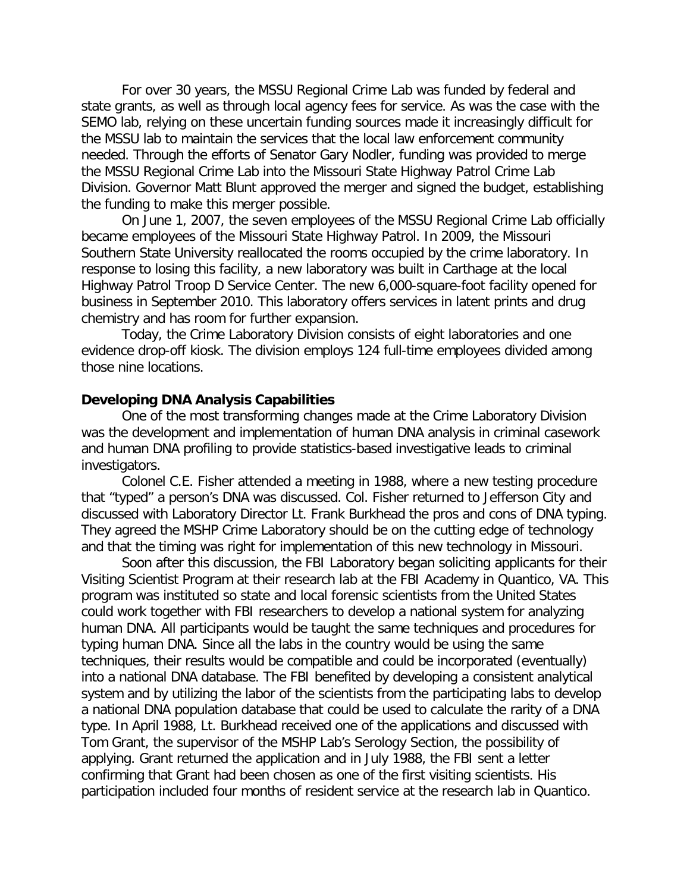For over 30 years, the MSSU Regional Crime Lab was funded by federal and state grants, as well as through local agency fees for service. As was the case with the SEMO lab, relying on these uncertain funding sources made it increasingly difficult for the MSSU lab to maintain the services that the local law enforcement community needed. Through the efforts of Senator Gary Nodler, funding was provided to merge the MSSU Regional Crime Lab into the Missouri State Highway Patrol Crime Lab Division. Governor Matt Blunt approved the merger and signed the budget, establishing the funding to make this merger possible.

On June 1, 2007, the seven employees of the MSSU Regional Crime Lab officially became employees of the Missouri State Highway Patrol. In 2009, the Missouri Southern State University reallocated the rooms occupied by the crime laboratory. In response to losing this facility, a new laboratory was built in Carthage at the local Highway Patrol Troop D Service Center. The new 6,000-square-foot facility opened for business in September 2010. This laboratory offers services in latent prints and drug chemistry and has room for further expansion.

Today, the Crime Laboratory Division consists of eight laboratories and one evidence drop-off kiosk. The division employs 124 full-time employees divided among those nine locations.

**Developing DNA Analysis Capabilities**

One of the most transforming changes made at the Crime Laboratory Division was the development and implementation of human DNA analysis in criminal casework and human DNA profiling to provide statistics-based investigative leads to criminal investigators.

Colonel C.E. Fisher attended a meeting in 1988, where a new testing procedure that "typed" a person's DNA was discussed. Col. Fisher returned to Jefferson City and discussed with Laboratory Director Lt. Frank Burkhead the pros and cons of DNA typing. They agreed the MSHP Crime Laboratory should be on the cutting edge of technology and that the timing was right for implementation of this new technology in Missouri.

Soon after this discussion, the FBI Laboratory began soliciting applicants for their Visiting Scientist Program at their research lab at the FBI Academy in Quantico, VA. This program was instituted so state and local forensic scientists from the United States could work together with FBI researchers to develop a national system for analyzing human DNA. All participants would be taught the same techniques and procedures for typing human DNA. Since all the labs in the country would be using the same techniques, their results would be compatible and could be incorporated (eventually) into a national DNA database. The FBI benefited by developing a consistent analytical system and by utilizing the labor of the scientists from the participating labs to develop a national DNA population database that could be used to calculate the rarity of a DNA type. In April 1988, Lt. Burkhead received one of the applications and discussed with Tom Grant, the supervisor of the MSHP Lab's Serology Section, the possibility of applying. Grant returned the application and in July 1988, the FBI sent a letter confirming that Grant had been chosen as one of the first visiting scientists. His participation included four months of resident service at the research lab in Quantico.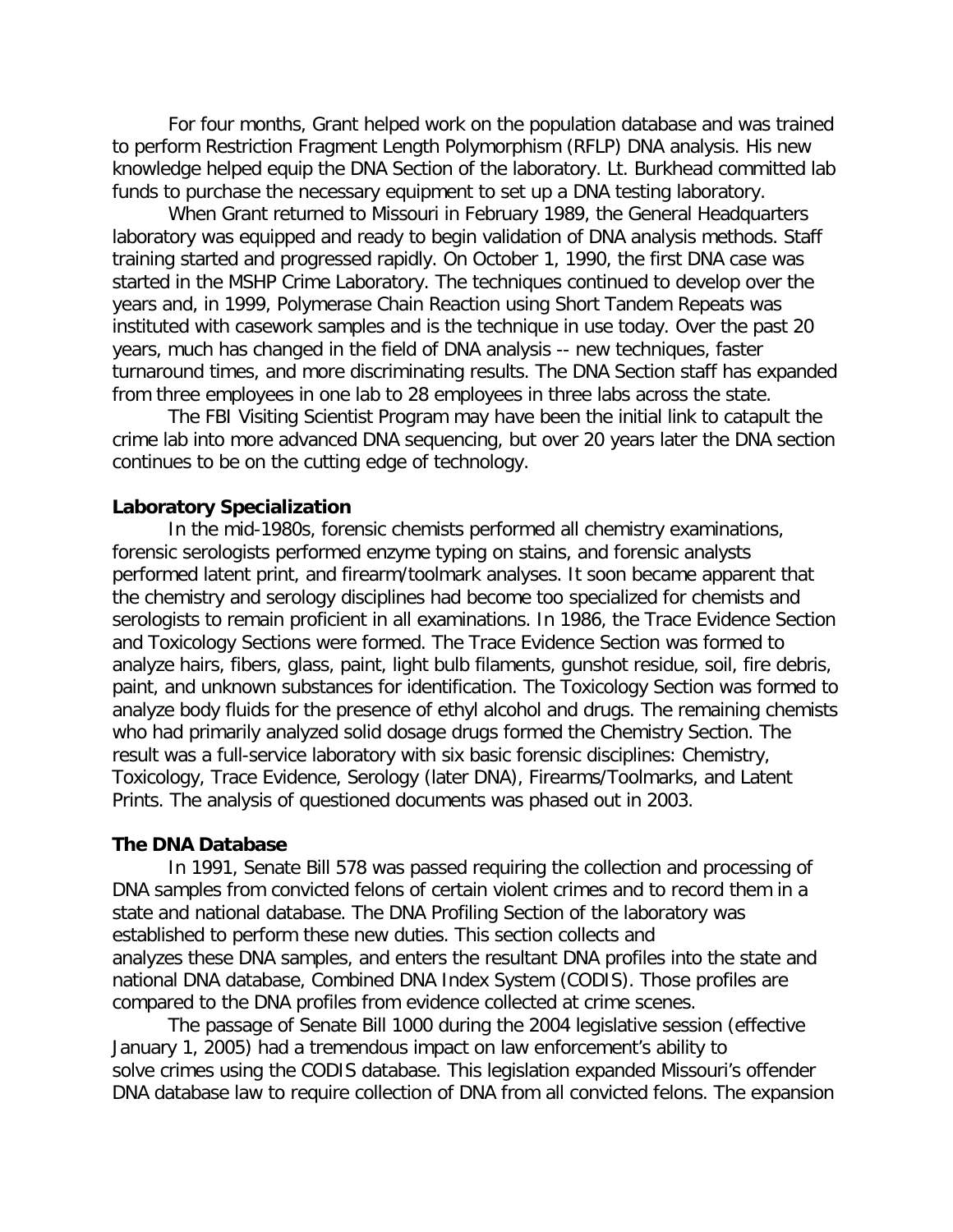For four months, Grant helped work on the population database and was trained to perform Restriction Fragment Length Polymorphism (RFLP) DNA analysis. His new knowledge helped equip the DNA Section of the laboratory. Lt. Burkhead committed lab funds to purchase the necessary equipment to set up a DNA testing laboratory.

When Grant returned to Missouri in February 1989, the General Headquarters laboratory was equipped and ready to begin validation of DNA analysis methods. Staff training started and progressed rapidly. On October 1, 1990, the first DNA case was started in the MSHP Crime Laboratory. The techniques continued to develop over the years and, in 1999, Polymerase Chain Reaction using Short Tandem Repeats was instituted with casework samples and is the technique in use today. Over the past 20 years, much has changed in the field of DNA analysis -- new techniques, faster turnaround times, and more discriminating results. The DNA Section staff has expanded from three employees in one lab to 28 employees in three labs across the state.

The FBI Visiting Scientist Program may have been the initial link to catapult the crime lab into more advanced DNA sequencing, but over 20 years later the DNA section continues to be on the cutting edge of technology.

**Laboratory Specialization**

In the mid-1980s, forensic chemists performed all chemistry examinations, forensic serologists performed enzyme typing on stains, and forensic analysts performed latent print, and firearm/toolmark analyses. It soon became apparent that the chemistry and serology disciplines had become too specialized for chemists and serologists to remain proficient in all examinations. In 1986, the Trace Evidence Section and Toxicology Sections were formed. The Trace Evidence Section was formed to analyze hairs, fibers, glass, paint, light bulb filaments, gunshot residue, soil, fire debris, paint, and unknown substances for identification. The Toxicology Section was formed to analyze body fluids for the presence of ethyl alcohol and drugs. The remaining chemists who had primarily analyzed solid dosage drugs formed the Chemistry Section. The result was a full-service laboratory with six basic forensic disciplines: Chemistry, Toxicology, Trace Evidence, Serology (later DNA), Firearms/Toolmarks, and Latent Prints. The analysis of questioned documents was phased out in 2003.

**The DNA Database**

In 1991, Senate Bill 578 was passed requiring the collection and processing of DNA samples from convicted felons of certain violent crimes and to record them in a state and national database. The DNA Profiling Section of the laboratory was established to perform these new duties. This section collects and analyzes these DNA samples, and enters the resultant DNA profiles into the state and national DNA database, Combined DNA Index System (CODIS). Those profiles are compared to the DNA profiles from evidence collected at crime scenes.

The passage of Senate Bill 1000 during the 2004 legislative session (effective January 1, 2005) had a tremendous impact on law enforcement's ability to solve crimes using the CODIS database. This legislation expanded Missouri's offender DNA database law to require collection of DNA from all convicted felons. The expansion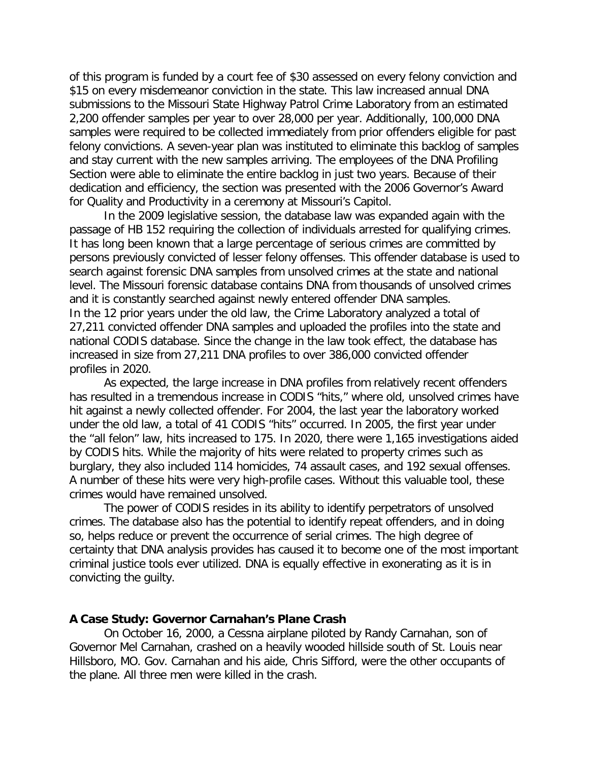of this program is funded by a court fee of $30 assessed on every felony conviction and $15 on every misdemeanor conviction in the state. This law increased annual DNA submissions to the Missouri State Highway Patrol Crime Laboratory from an estimated 2,200 offender samples per year to over 28,000 per year. Additionally, 100,000 DNA samples were required to be collected immediately from prior offenders eligible for past felony convictions. A seven-year plan was instituted to eliminate this backlog of samples and stay current with the new samples arriving. The employees of the DNA Profiling Section were able to eliminate the entire backlog in just two years. Because of their dedication and efficiency, the section was presented with the 2006 Governor's Award for Quality and Productivity in a ceremony at Missouri's Capitol.

In the 2009 legislative session, the database law was expanded again with the passage of HB 152 requiring the collection of individuals arrested for qualifying crimes. It has long been known that a large percentage of serious crimes are committed by persons previously convicted of lesser felony offenses. This offender database is used to search against forensic DNA samples from unsolved crimes at the state and national level. The Missouri forensic database contains DNA from thousands of unsolved crimes and it is constantly searched against newly entered offender DNA samples.
In the 12 prior years under the old law, the Crime Laboratory analyzed a total of 27,211 convicted offender DNA samples and uploaded the profiles into the state and national CODIS database. Since the change in the law took effect, the database has increased in size from 27,211 DNA profiles to over 386,000 convicted offender profiles in 2020.

As expected, the large increase in DNA profiles from relatively recent offenders has resulted in a tremendous increase in CODIS "hits," where old, unsolved crimes have hit against a newly collected offender. For 2004, the last year the laboratory worked under the old law, a total of 41 CODIS "hits" occurred. In 2005, the first year under the "all felon" law, hits increased to 175. In 2020, there were 1,165 investigations aided by CODIS hits. While the majority of hits were related to property crimes such as burglary, they also included 114 homicides, 74 assault cases, and 192 sexual offenses. A number of these hits were very high-profile cases. Without this valuable tool, these crimes would have remained unsolved.

The power of CODIS resides in its ability to identify perpetrators of unsolved crimes. The database also has the potential to identify repeat offenders, and in doing so, helps reduce or prevent the occurrence of serial crimes. The high degree of certainty that DNA analysis provides has caused it to become one of the most important criminal justice tools ever utilized. DNA is equally effective in exonerating as it is in convicting the guilty.

**A Case Study: Governor Carnahan's Plane Crash**

On October 16, 2000, a Cessna airplane piloted by Randy Carnahan, son of Governor Mel Carnahan, crashed on a heavily wooded hillside south of St. Louis near Hillsboro, MO. Gov. Carnahan and his aide, Chris Sifford, were the other occupants of the plane. All three men were killed in the crash.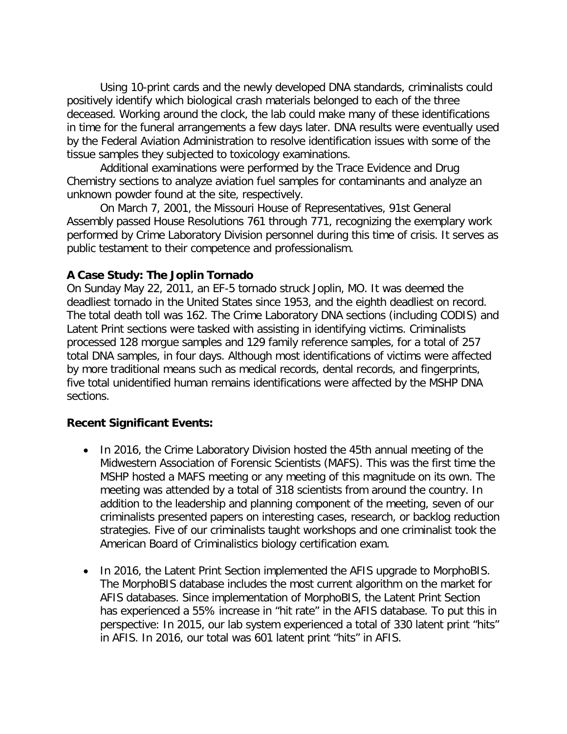Using 10-print cards and the newly developed DNA standards, criminalists could positively identify which biological crash materials belonged to each of the three deceased. Working around the clock, the lab could make many of these identifications in time for the funeral arrangements a few days later. DNA results were eventually used by the Federal Aviation Administration to resolve identification issues with some of the tissue samples they subjected to toxicology examinations.

Additional examinations were performed by the Trace Evidence and Drug Chemistry sections to analyze aviation fuel samples for contaminants and analyze an unknown powder found at the site, respectively.

On March 7, 2001, the Missouri House of Representatives, 91st General Assembly passed House Resolutions 761 through 771, recognizing the exemplary work performed by Crime Laboratory Division personnel during this time of crisis. It serves as public testament to their competence and professionalism.

**A Case Study: The Joplin Tornado**

On Sunday May 22, 2011, an EF-5 tornado struck Joplin, MO. It was deemed the deadliest tornado in the United States since 1953, and the eighth deadliest on record. The total death toll was 162. The Crime Laboratory DNA sections (including CODIS) and Latent Print sections were tasked with assisting in identifying victims. Criminalists processed 128 morgue samples and 129 family reference samples, for a total of 257 total DNA samples, in four days. Although most identifications of victims were affected by more traditional means such as medical records, dental records, and fingerprints, five total unidentified human remains identifications were affected by the MSHP DNA sections.

**Recent Significant Events:**

- In 2016, the Crime Laboratory Division hosted the 45th annual meeting of the Midwestern Association of Forensic Scientists (MAFS). This was the first time the MSHP hosted a MAFS meeting or any meeting of this magnitude on its own. The meeting was attended by a total of 318 scientists from around the country. In addition to the leadership and planning component of the meeting, seven of our criminalists presented papers on interesting cases, research, or backlog reduction strategies. Five of our criminalists taught workshops and one criminalist took the American Board of Criminalistics biology certification exam.

- In 2016, the Latent Print Section implemented the AFIS upgrade to MorphoBIS. The MorphoBIS database includes the most current algorithm on the market for AFIS databases. Since implementation of MorphoBIS, the Latent Print Section has experienced a 55% increase in "hit rate" in the AFIS database. To put this in perspective: In 2015, our lab system experienced a total of 330 latent print "hits" in AFIS. In 2016, our total was 601 latent print "hits" in AFIS.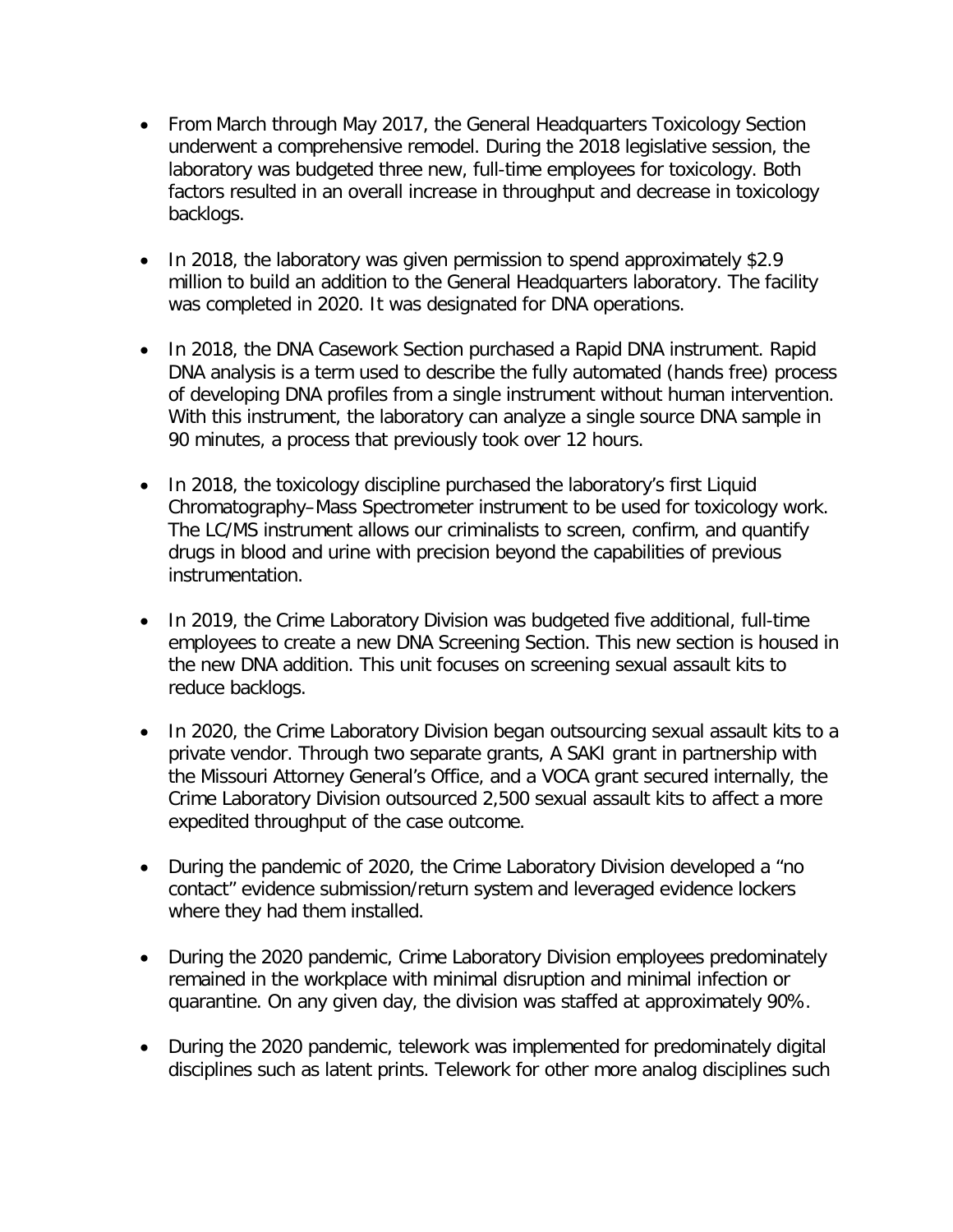- From March through May 2017, the General Headquarters Toxicology Section underwent a comprehensive remodel. During the 2018 legislative session, the laboratory was budgeted three new, full-time employees for toxicology. Both factors resulted in an overall increase in throughput and decrease in toxicology backlogs.

- In 2018, the laboratory was given permission to spend approximately $2.9 million to build an addition to the General Headquarters laboratory. The facility was completed in 2020. It was designated for DNA operations.

- In 2018, the DNA Casework Section purchased a Rapid DNA instrument. Rapid DNA analysis is a term used to describe the fully automated (hands free) process of developing DNA profiles from a single instrument without human intervention. With this instrument, the laboratory can analyze a single source DNA sample in 90 minutes, a process that previously took over 12 hours.

- In 2018, the toxicology discipline purchased the laboratory's first Liquid Chromatography–Mass Spectrometer instrument to be used for toxicology work. The LC/MS instrument allows our criminalists to screen, confirm, and quantify drugs in blood and urine with precision beyond the capabilities of previous instrumentation.

- In 2019, the Crime Laboratory Division was budgeted five additional, full-time employees to create a new DNA Screening Section. This new section is housed in the new DNA addition. This unit focuses on screening sexual assault kits to reduce backlogs.

- In 2020, the Crime Laboratory Division began outsourcing sexual assault kits to a private vendor. Through two separate grants, A SAKI grant in partnership with the Missouri Attorney General's Office, and a VOCA grant secured internally, the Crime Laboratory Division outsourced 2,500 sexual assault kits to affect a more expedited throughput of the case outcome.

- During the pandemic of 2020, the Crime Laboratory Division developed a "no contact" evidence submission/return system and leveraged evidence lockers where they had them installed.

- During the 2020 pandemic, Crime Laboratory Division employees predominately remained in the workplace with minimal disruption and minimal infection or quarantine. On any given day, the division was staffed at approximately 90%.

- During the 2020 pandemic, telework was implemented for predominately digital disciplines such as latent prints. Telework for other more analog disciplines such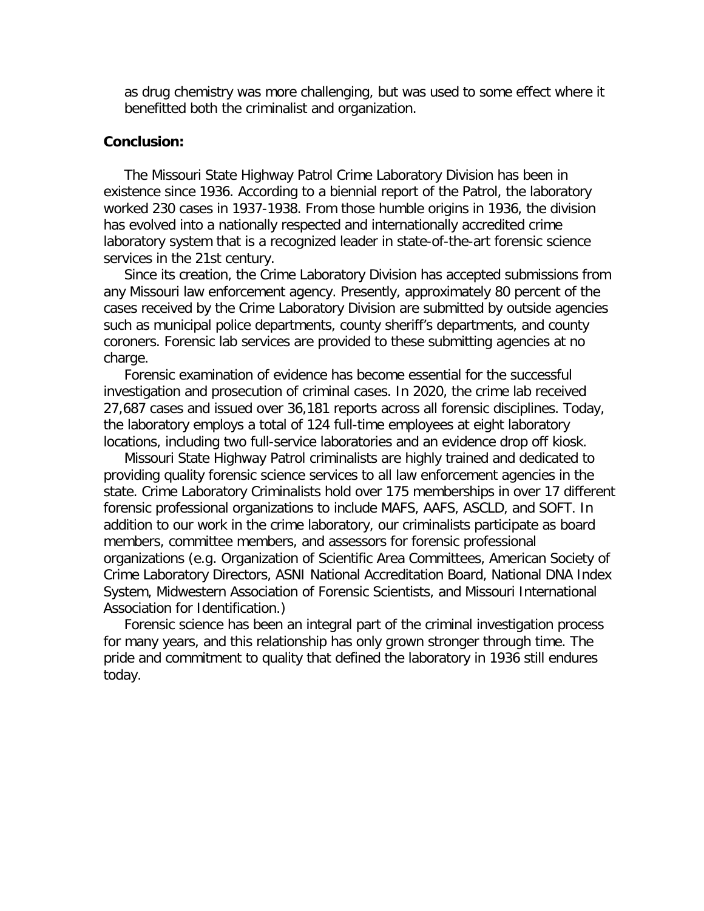as drug chemistry was more challenging, but was used to some effect where it benefitted both the criminalist and organization.

**Conclusion:**

The Missouri State Highway Patrol Crime Laboratory Division has been in existence since 1936. According to a biennial report of the Patrol, the laboratory worked 230 cases in 1937-1938. From those humble origins in 1936, the division has evolved into a nationally respected and internationally accredited crime laboratory system that is a recognized leader in state-of-the-art forensic science services in the 21st century.

Since its creation, the Crime Laboratory Division has accepted submissions from any Missouri law enforcement agency. Presently, approximately 80 percent of the cases received by the Crime Laboratory Division are submitted by outside agencies such as municipal police departments, county sheriff's departments, and county coroners. Forensic lab services are provided to these submitting agencies at no charge.

Forensic examination of evidence has become essential for the successful investigation and prosecution of criminal cases. In 2020, the crime lab received 27,687 cases and issued over 36,181 reports across all forensic disciplines. Today, the laboratory employs a total of 124 full-time employees at eight laboratory locations, including two full-service laboratories and an evidence drop off kiosk.

Missouri State Highway Patrol criminalists are highly trained and dedicated to providing quality forensic science services to all law enforcement agencies in the state. Crime Laboratory Criminalists hold over 175 memberships in over 17 different forensic professional organizations to include MAFS, AAFS, ASCLD, and SOFT. In addition to our work in the crime laboratory, our criminalists participate as board members, committee members, and assessors for forensic professional organizations (e.g. Organization of Scientific Area Committees, American Society of Crime Laboratory Directors, ASNI National Accreditation Board, National DNA Index System, Midwestern Association of Forensic Scientists, and Missouri International Association for Identification.)

Forensic science has been an integral part of the criminal investigation process for many years, and this relationship has only grown stronger through time. The pride and commitment to quality that defined the laboratory in 1936 still endures today.